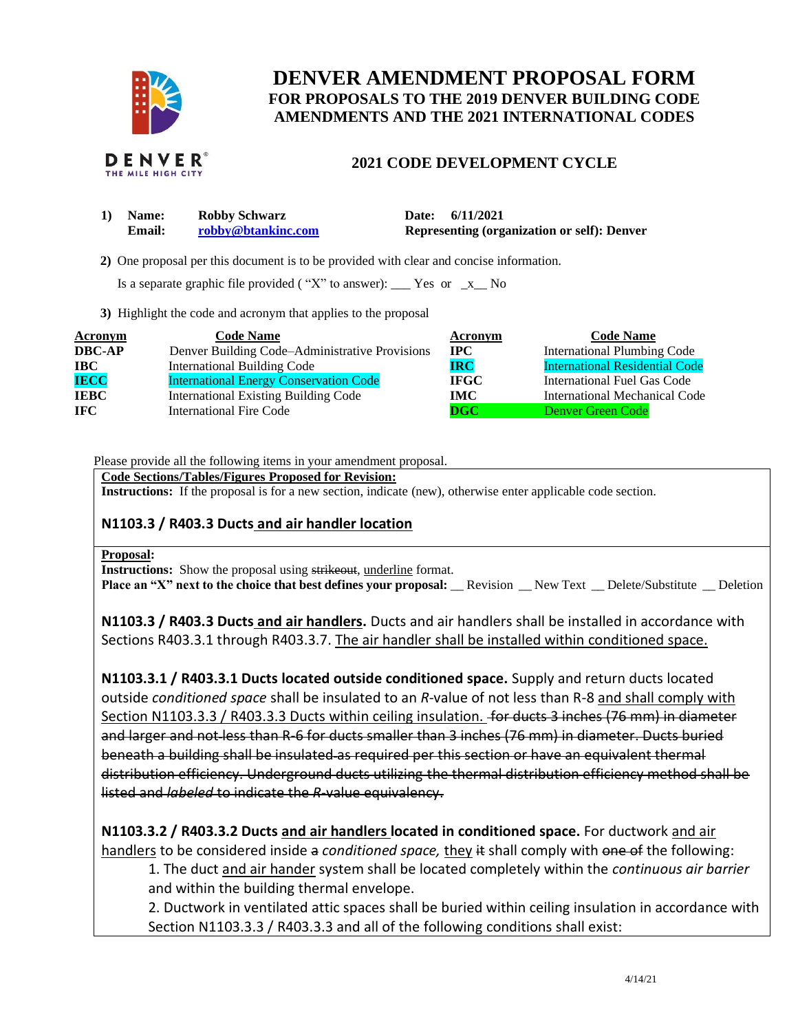# DENVER AMENDMENT PROPOSAL FORM

## FOR PROPOSALS TO THE 2019 DENVER BUILDING CODE AMENDMENTS AND THE 2021 INTERNATIONAL CODES

## 2021 CODE DEVELOPMENT CYCLE

1) **Name:** **Robby Schwarz** **Date: 6/11/2021**
   **Email:** **robby@btankinc.com** **Representing (organization or self): Denver**

2) One proposal per this document is to be provided with clear and concise information.

   Is a separate graphic file provided ( "X" to answer): ___ Yes or _x__ No

3) Highlight the code and acronym that applies to the proposal

| Acronym | Code Name | Acronym | Code Name |
|---|---|---|---|
| **DBC-AP** | Denver Building Code–Administrative Provisions | **IPC** | International Plumbing Code |
| **IBC** | International Building Code | **IRC** | International Residential Code |
| **IECC** | International Energy Conservation Code | **IFGC** | International Fuel Gas Code |
| **IEBC** | International Existing Building Code | **IMC** | International Mechanical Code |
| **IFC** | International Fire Code | **DGC** | Denver Green Code |

Please provide all the following items in your amendment proposal.

**Code Sections/Tables/Figures Proposed for Revision:**
**Instructions:** If the proposal is for a new section, indicate (new), otherwise enter applicable code section.

**N1103.3 / R403.3 Ducts and air handler location**

**Proposal:**
**Instructions:** Show the proposal using ~~strikeout~~, underline format.
**Place an "X" next to the choice that best defines your proposal:** __ Revision __ New Text __ Delete/Substitute __ Deletion

**N1103.3 / R403.3 Ducts and air handlers.** Ducts and air handlers shall be installed in accordance with Sections R403.3.1 through R403.3.7. The air handler shall be installed within conditioned space.

**N1103.3.1 / R403.3.1 Ducts located outside conditioned space.** Supply and return ducts located outside *conditioned space* shall be insulated to an *R*-value of not less than R-8 and shall comply with Section N1103.3.3 / R403.3.3 Ducts within ceiling insulation. ~~for ducts 3 inches (76 mm) in diameter and larger and not less than R-6 for ducts smaller than 3 inches (76 mm) in diameter. Ducts buried beneath a building shall be insulated as required per this section or have an equivalent thermal distribution efficiency. Underground ducts utilizing the thermal distribution efficiency method shall be listed and *labeled* to indicate the *R*-value equivalency.~~

**N1103.3.2 / R403.3.2 Ducts and air handlers located in conditioned space.** For ductwork and air handlers to be considered inside ~~a~~ *conditioned space,* they ~~it~~ shall comply with ~~one of~~ the following:

1. The duct and air hander system shall be located completely within the *continuous air barrier* and within the building thermal envelope.
2. Ductwork in ventilated attic spaces shall be buried within ceiling insulation in accordance with Section N1103.3.3 / R403.3.3 and all of the following conditions shall exist: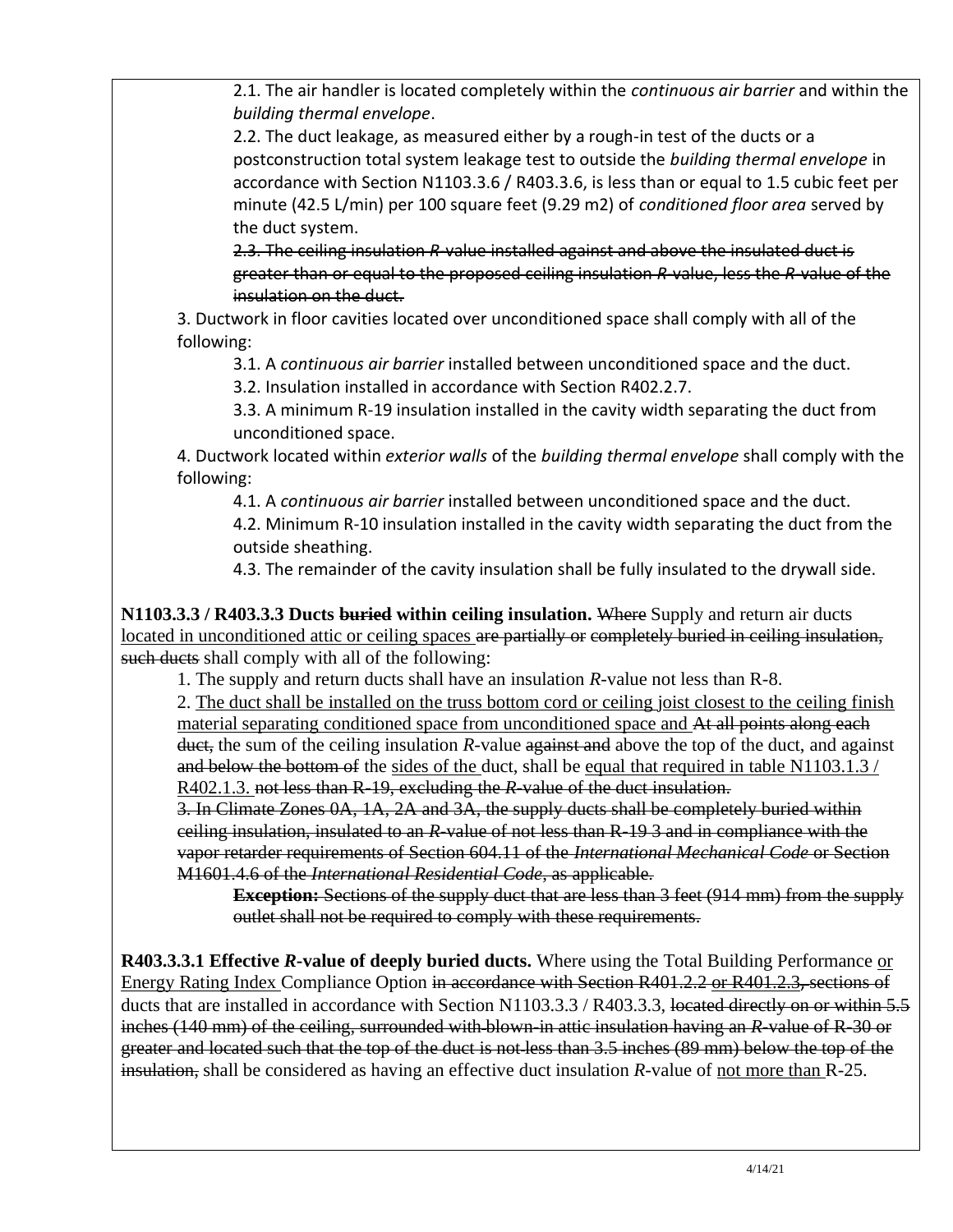2.1. The air handler is located completely within the *continuous air barrier* and within the *building thermal envelope*.

2.2. The duct leakage, as measured either by a rough-in test of the ducts or a postconstruction total system leakage test to outside the *building thermal envelope* in accordance with Section N1103.3.6 / R403.3.6, is less than or equal to 1.5 cubic feet per minute (42.5 L/min) per 100 square feet (9.29 m2) of *conditioned floor area* served by the duct system.

~~2.3. The ceiling insulation *R*-value installed against and above the insulated duct is greater than or equal to the proposed ceiling insulation *R*-value, less the *R*-value of the insulation on the duct.~~

3. Ductwork in floor cavities located over unconditioned space shall comply with all of the following:

3.1. A *continuous air barrier* installed between unconditioned space and the duct.

3.2. Insulation installed in accordance with Section R402.2.7.

3.3. A minimum R-19 insulation installed in the cavity width separating the duct from unconditioned space.

4. Ductwork located within *exterior walls* of the *building thermal envelope* shall comply with the following:

4.1. A *continuous air barrier* installed between unconditioned space and the duct.

4.2. Minimum R-10 insulation installed in the cavity width separating the duct from the outside sheathing.

4.3. The remainder of the cavity insulation shall be fully insulated to the drywall side.

**N1103.3.3 / R403.3.3 Ducts ~~buried~~ within ceiling insulation.** ~~Where~~ Supply and return air ducts <u>located in unconditioned attic or ceiling spaces</u> ~~are partially or~~ ~~completely buried in ceiling insulation, such ducts~~ shall comply with all of the following:

1. The supply and return ducts shall have an insulation *R*-value not less than R-8.

2. <u>The duct shall be installed on the truss bottom cord or ceiling joist closest to the ceiling finish material separating conditioned space from unconditioned space and</u> ~~At all points along each duct,~~ the sum of the ceiling insulation *R*-value ~~against and~~ above the top of the duct, and against ~~and below the bottom of~~ the <u>sides of the</u> duct, shall be <u>equal that required in table N1103.1.3 / R402.1.3.</u> ~~not less than R-19, excluding the *R*-value of the duct insulation.~~

~~3. In Climate Zones 0A, 1A, 2A and 3A, the supply ducts shall be completely buried within ceiling insulation, insulated to an *R*-value of not less than R-19 3 and in compliance with the vapor retarder requirements of Section 604.11 of the *International Mechanical Code* or Section M1601.4.6 of the *International Residential Code*, as applicable.~~

~~**Exception:** Sections of the supply duct that are less than 3 feet (914 mm) from the supply outlet shall not be required to comply with these requirements.~~

**R403.3.3.1 Effective *R*-value of deeply buried ducts.** Where using the Total Building Performance <u>or Energy Rating Index</u> Compliance Option ~~in accordance with Section R401.2.2 or R401.2.3, sections of~~ ducts that are installed in accordance with Section N1103.3.3 / R403.3.3, ~~located directly on or within 5.5 inches (140 mm) of the ceiling, surrounded with blown-in attic insulation having an *R*-value of R-30 or greater and located such that the top of the duct is not less than 3.5 inches (89 mm) below the top of the insulation,~~ shall be considered as having an effective duct insulation *R*-value of <u>not more than</u> R-25.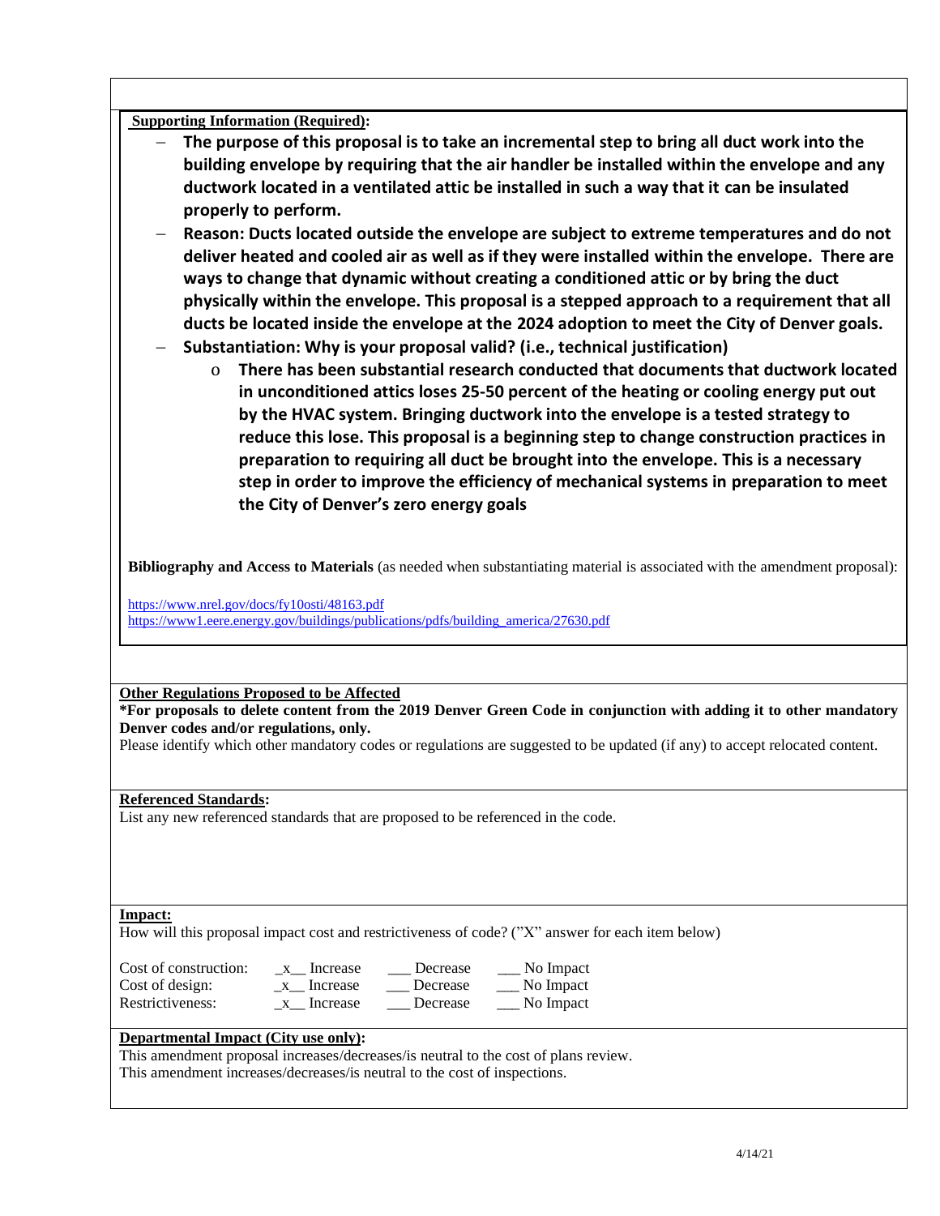**Supporting Information (Required):**

- **The purpose of this proposal is to take an incremental step to bring all duct work into the building envelope by requiring that the air handler be installed within the envelope and any ductwork located in a ventilated attic be installed in such a way that it can be insulated properly to perform.**
- **Reason: Ducts located outside the envelope are subject to extreme temperatures and do not deliver heated and cooled air as well as if they were installed within the envelope. There are ways to change that dynamic without creating a conditioned attic or by bring the duct physically within the envelope. This proposal is a stepped approach to a requirement that all ducts be located inside the envelope at the 2024 adoption to meet the City of Denver goals.**
- **Substantiation: Why is your proposal valid? (i.e., technical justification)**
  - **There has been substantial research conducted that documents that ductwork located in unconditioned attics loses 25-50 percent of the heating or cooling energy put out by the HVAC system. Bringing ductwork into the envelope is a tested strategy to reduce this lose. This proposal is a beginning step to change construction practices in preparation to requiring all duct be brought into the envelope. This is a necessary step in order to improve the efficiency of mechanical systems in preparation to meet the City of Denver's zero energy goals**

**Bibliography and Access to Materials** (as needed when substantiating material is associated with the amendment proposal):

https://www.nrel.gov/docs/fy10osti/48163.pdf
https://www1.eere.energy.gov/buildings/publications/pdfs/building_america/27630.pdf

**Other Regulations Proposed to be Affected**

**\*For proposals to delete content from the 2019 Denver Green Code in conjunction with adding it to other mandatory Denver codes and/or regulations, only.**

Please identify which other mandatory codes or regulations are suggested to be updated (if any) to accept relocated content.

**Referenced Standards:**

List any new referenced standards that are proposed to be referenced in the code.

**Impact:**

How will this proposal impact cost and restrictiveness of code? ("X" answer for each item below)

| | | | |
|---|---|---|---|
| Cost of construction: | _x__ Increase | ___ Decrease | ___ No Impact |
| Cost of design: | _x__ Increase | ___ Decrease | ___ No Impact |
| Restrictiveness: | _x__ Increase | ___ Decrease | ___ No Impact |

**Departmental Impact (City use only):**

This amendment proposal increases/decreases/is neutral to the cost of plans review.
This amendment increases/decreases/is neutral to the cost of inspections.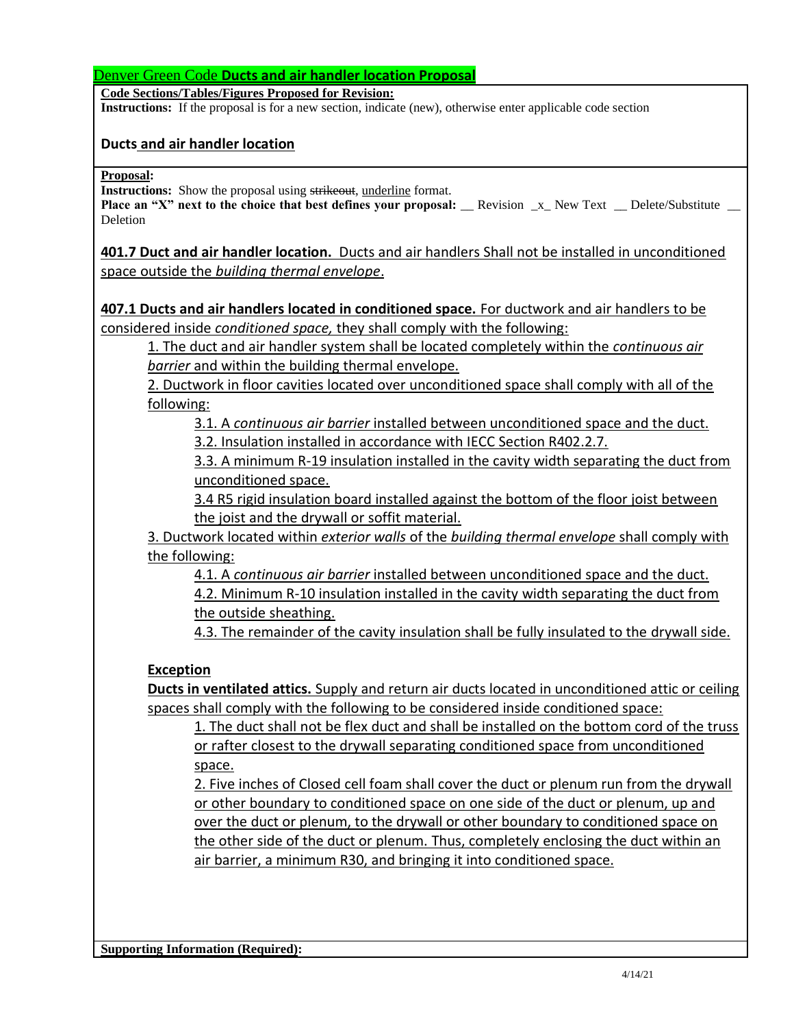Denver Green Code **Ducts and air handler location Proposal**

**Code Sections/Tables/Figures Proposed for Revision:**

**Instructions:** If the proposal is for a new section, indicate (new), otherwise enter applicable code section

**Ducts and air handler location**

**Proposal:**

**Instructions:** Show the proposal using ~~strikeout~~, <u>underline</u> format.

**Place an "X" next to the choice that best defines your proposal:** __ Revision _x_ New Text __ Delete/Substitute __ Deletion

**401.7 Duct and air handler location.** Ducts and air handlers Shall not be installed in unconditioned space outside the *building thermal envelope*.

**407.1 Ducts and air handlers located in conditioned space.** For ductwork and air handlers to be considered inside *conditioned space,* they shall comply with the following:

1. The duct and air handler system shall be located completely within the *continuous air barrier* and within the building thermal envelope.
2. Ductwork in floor cavities located over unconditioned space shall comply with all of the following:
   - 3.1. A *continuous air barrier* installed between unconditioned space and the duct.
   - 3.2. Insulation installed in accordance with IECC Section R402.2.7.
   - 3.3. A minimum R-19 insulation installed in the cavity width separating the duct from unconditioned space.
   - 3.4 R5 rigid insulation board installed against the bottom of the floor joist between the joist and the drywall or soffit material.
3. Ductwork located within *exterior walls* of the *building thermal envelope* shall comply with the following:
   - 4.1. A *continuous air barrier* installed between unconditioned space and the duct.
   - 4.2. Minimum R-10 insulation installed in the cavity width separating the duct from the outside sheathing.
   - 4.3. The remainder of the cavity insulation shall be fully insulated to the drywall side.

**Exception**

**Ducts in ventilated attics.** Supply and return air ducts located in unconditioned attic or ceiling spaces shall comply with the following to be considered inside conditioned space:

1. The duct shall not be flex duct and shall be installed on the bottom cord of the truss or rafter closest to the drywall separating conditioned space from unconditioned space.
2. Five inches of Closed cell foam shall cover the duct or plenum run from the drywall or other boundary to conditioned space on one side of the duct or plenum, up and over the duct or plenum, to the drywall or other boundary to conditioned space on the other side of the duct or plenum. Thus, completely enclosing the duct within an air barrier, a minimum R30, and bringing it into conditioned space.

**Supporting Information (Required):**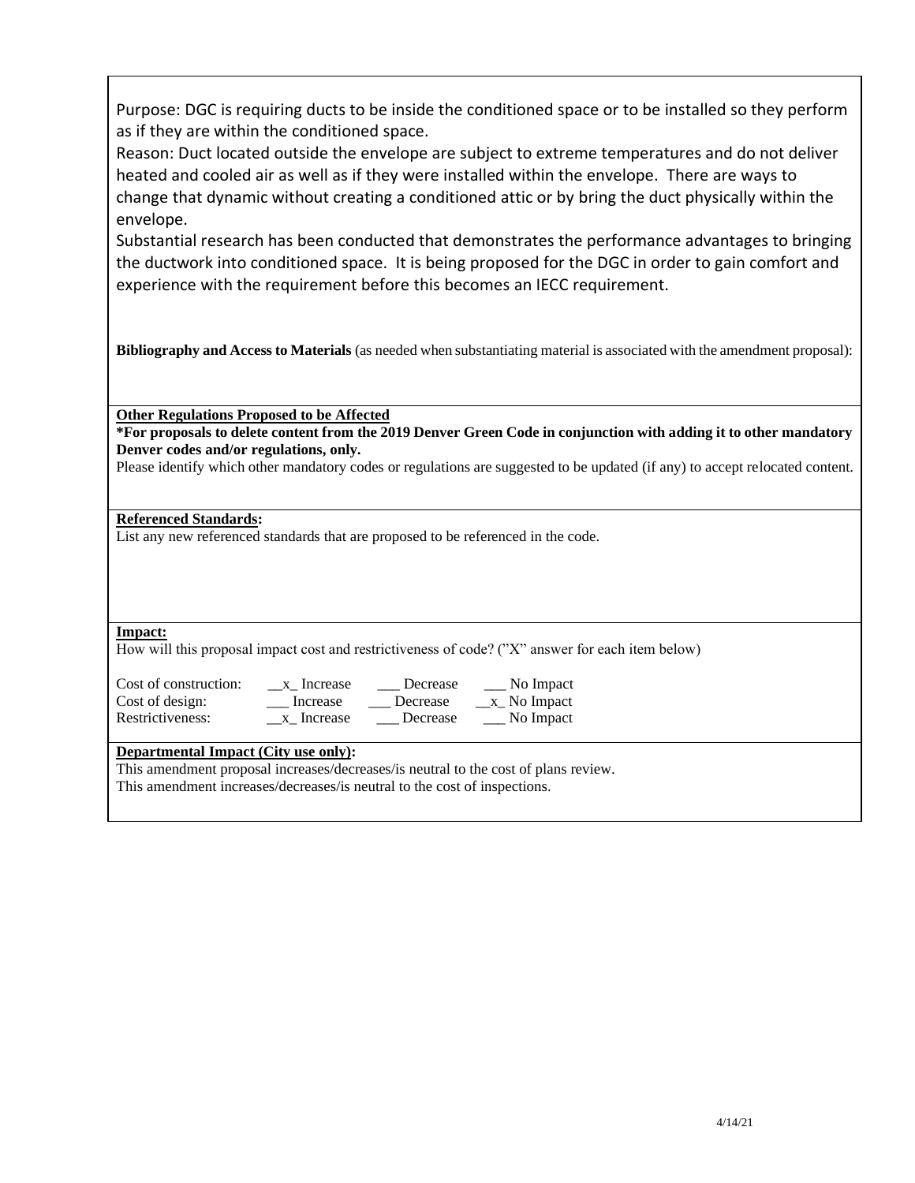Purpose: DGC is requiring ducts to be inside the conditioned space or to be installed so they perform as if they are within the conditioned space.

Reason: Duct located outside the envelope are subject to extreme temperatures and do not deliver heated and cooled air as well as if they were installed within the envelope. There are ways to change that dynamic without creating a conditioned attic or by bring the duct physically within the envelope.

Substantial research has been conducted that demonstrates the performance advantages to bringing the ductwork into conditioned space. It is being proposed for the DGC in order to gain comfort and experience with the requirement before this becomes an IECC requirement.

**Bibliography and Access to Materials** (as needed when substantiating material is associated with the amendment proposal):

**Other Regulations Proposed to be Affected**

**\*For proposals to delete content from the 2019 Denver Green Code in conjunction with adding it to other mandatory Denver codes and/or regulations, only.**

Please identify which other mandatory codes or regulations are suggested to be updated (if any) to accept relocated content.

**Referenced Standards:**

List any new referenced standards that are proposed to be referenced in the code.

**Impact:**

How will this proposal impact cost and restrictiveness of code? ("X" answer for each item below)

| | | | |
|---|---|---|---|
| Cost of construction: | \_\_x\_ Increase | \_\_\_ Decrease | \_\_\_ No Impact |
| Cost of design: | \_\_\_ Increase | \_\_\_ Decrease | \_\_x\_ No Impact |
| Restrictiveness: | \_\_x\_ Increase | \_\_\_ Decrease | \_\_\_ No Impact |

**Departmental Impact (City use only):**

This amendment proposal increases/decreases/is neutral to the cost of plans review.

This amendment increases/decreases/is neutral to the cost of inspections.